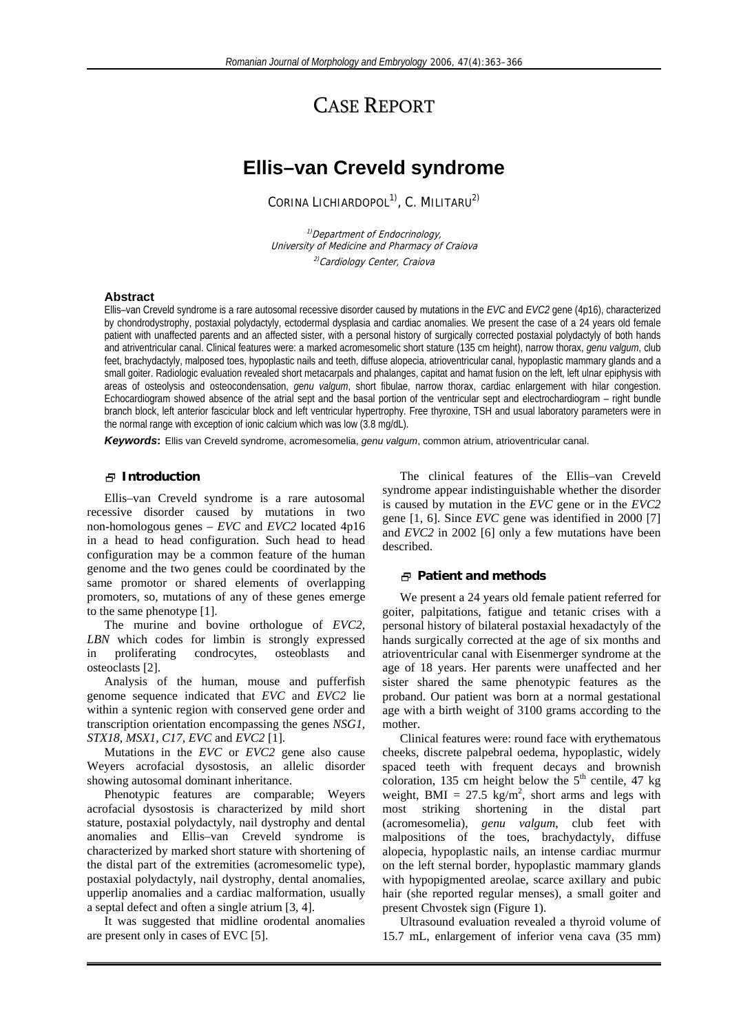# CASE REPORT

# Ellis–van Creveld syndrome

CORINA LICHIARDOPOL[1)], C. MILITARU[2)]

[1)]*Department of Endocrinology, University of Medicine and Pharmacy of Craiova*

[2)]*Cardiology Center, Craiova*

## Abstract

Ellis–van Creveld syndrome is a rare autosomal recessive disorder caused by mutations in the *EVC* and *EVC2* gene (4p16), characterized by chondrodystrophy, postaxial polydactyly, ectodermal dysplasia and cardiac anomalies. We present the case of a 24 years old female patient with unaffected parents and an affected sister, with a personal history of surgically corrected postaxial polydactyly of both hands and atriventricular canal. Clinical features were: a marked acromesomelic short stature (135 cm height), narrow thorax, *genu valgum*, club feet, brachydactyly, malposed toes, hypoplastic nails and teeth, diffuse alopecia, atrioventricular canal, hypoplastic mammary glands and a small goiter. Radiologic evaluation revealed short metacarpals and phalanges, capitat and hamat fusion on the left, left ulnar epiphysis with areas of osteolysis and osteocondensation, *genu valgum*, short fibulae, narrow thorax, cardiac enlargement with hilar congestion. Echocardiogram showed absence of the atrial sept and the basal portion of the ventricular sept and electrochardiogram – right bundle branch block, left anterior fascicular block and left ventricular hypertrophy. Free thyroxine, TSH and usual laboratory parameters were in the normal range with exception of ionic calcium which was low (3.8 mg/dL).

***Keywords*:** Ellis van Creveld syndrome, acromesomelia, *genu valgum*, common atrium, atrioventricular canal.

## Introduction

Ellis–van Creveld syndrome is a rare autosomal recessive disorder caused by mutations in two non-homologous genes – *EVC* and *EVC2* located 4p16 in a head to head configuration. Such head to head configuration may be a common feature of the human genome and the two genes could be coordinated by the same promotor or shared elements of overlapping promoters, so, mutations of any of these genes emerge to the same phenotype [1].

The murine and bovine orthologue of *EVC2*, *LBN* which codes for limbin is strongly expressed in proliferating condrocytes, osteoblasts and osteoclasts [2].

Analysis of the human, mouse and pufferfish genome sequence indicated that *EVC* and *EVC2* lie within a syntenic region with conserved gene order and transcription orientation encompassing the genes *NSG1*, *STX18*, *MSX1*, *C17*, *EVC* and *EVC2* [1].

Mutations in the *EVC* or *EVC2* gene also cause Weyers acrofacial dysostosis, an allelic disorder showing autosomal dominant inheritance.

Phenotypic features are comparable; Weyers acrofacial dysostosis is characterized by mild short stature, postaxial polydactyly, nail dystrophy and dental anomalies and Ellis–van Creveld syndrome is characterized by marked short stature with shortening of the distal part of the extremities (acromesomelic type), postaxial polydactyly, nail dystrophy, dental anomalies, upperlip anomalies and a cardiac malformation, usually a septal defect and often a single atrium [3, 4].

It was suggested that midline orodental anomalies are present only in cases of EVC [5].

The clinical features of the Ellis–van Creveld syndrome appear indistinguishable whether the disorder is caused by mutation in the *EVC* gene or in the *EVC2* gene [1, 6]. Since *EVC* gene was identified in 2000 [7] and *EVC2* in 2002 [6] only a few mutations have been described.

## Patient and methods

We present a 24 years old female patient referred for goiter, palpitations, fatigue and tetanic crises with a personal history of bilateral postaxial hexadactyly of the hands surgically corrected at the age of six months and atrioventricular canal with Eisenmerger syndrome at the age of 18 years. Her parents were unaffected and her sister shared the same phenotypic features as the proband. Our patient was born at a normal gestational age with a birth weight of 3100 grams according to the mother.

Clinical features were: round face with erythematous cheeks, discrete palpebral oedema, hypoplastic, widely spaced teeth with frequent decays and brownish coloration, 135 cm height below the 5$^{th}$ centile, 47 kg weight, BMI = 27.5 kg/m$^2$, short arms and legs with most striking shortening in the distal part (acromesomelia), *genu valgum*, club feet with malpositions of the toes, brachydactyly, diffuse alopecia, hypoplastic nails, an intense cardiac murmur on the left sternal border, hypoplastic mammary glands with hypopigmented areolae, scarce axillary and pubic hair (she reported regular menses), a small goiter and present Chvostek sign (Figure 1).

Ultrasound evaluation revealed a thyroid volume of 15.7 mL, enlargement of inferior vena cava (35 mm)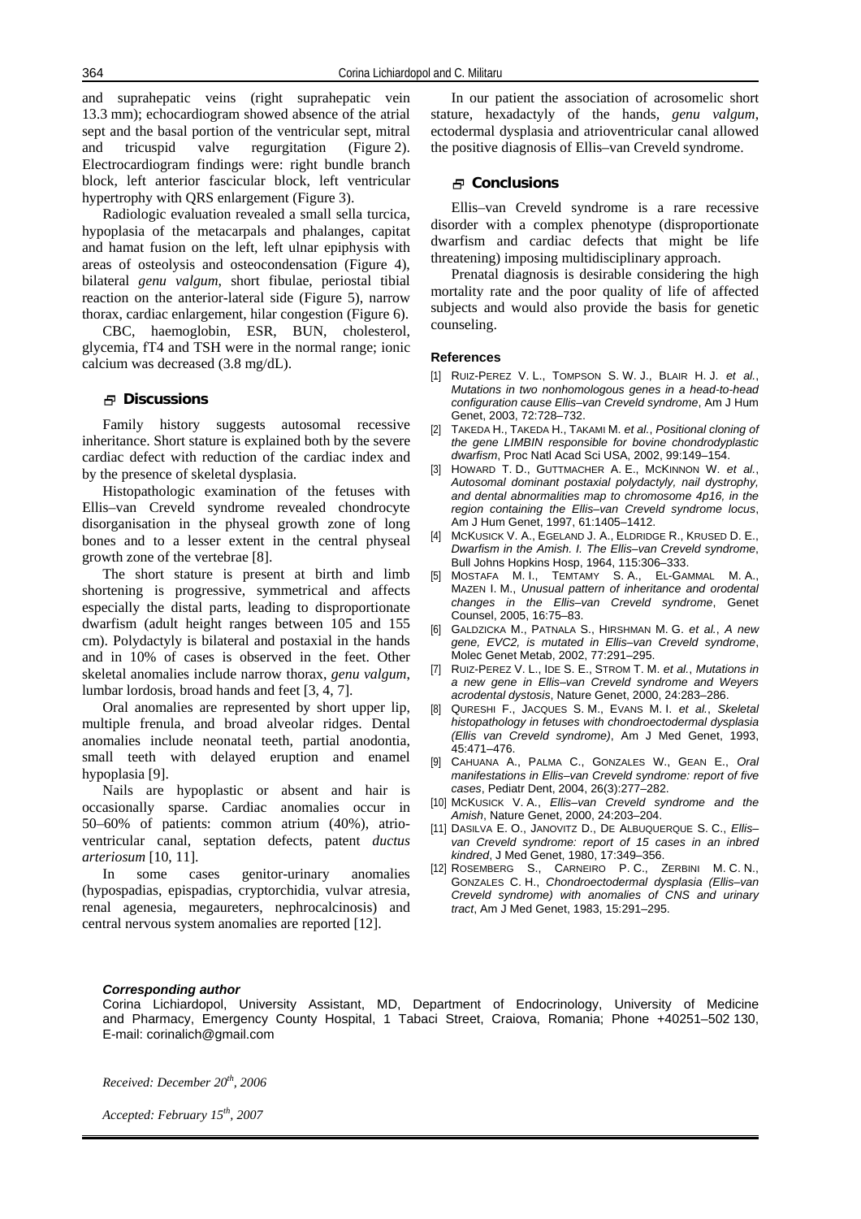and suprahepatic veins (right suprahepatic vein 13.3 mm); echocardiogram showed absence of the atrial sept and the basal portion of the ventricular sept, mitral and tricuspid valve regurgitation (Figure 2). Electrocardiogram findings were: right bundle branch block, left anterior fascicular block, left ventricular hypertrophy with QRS enlargement (Figure 3).

Radiologic evaluation revealed a small sella turcica, hypoplasia of the metacarpals and phalanges, capitat and hamat fusion on the left, left ulnar epiphysis with areas of osteolysis and osteocondensation (Figure 4), bilateral *genu valgum*, short fibulae, periostal tibial reaction on the anterior-lateral side (Figure 5), narrow thorax, cardiac enlargement, hilar congestion (Figure 6).

CBC, haemoglobin, ESR, BUN, cholesterol, glycemia, fT4 and TSH were in the normal range; ionic calcium was decreased (3.8 mg/dL).

## Discussions

Family history suggests autosomal recessive inheritance. Short stature is explained both by the severe cardiac defect with reduction of the cardiac index and by the presence of skeletal dysplasia.

Histopathologic examination of the fetuses with Ellis–van Creveld syndrome revealed chondrocyte disorganisation in the physeal growth zone of long bones and to a lesser extent in the central physeal growth zone of the vertebrae [8].

The short stature is present at birth and limb shortening is progressive, symmetrical and affects especially the distal parts, leading to disproportionate dwarfism (adult height ranges between 105 and 155 cm). Polydactyly is bilateral and postaxial in the hands and in 10% of cases is observed in the feet. Other skeletal anomalies include narrow thorax, *genu valgum*, lumbar lordosis, broad hands and feet [3, 4, 7].

Oral anomalies are represented by short upper lip, multiple frenula, and broad alveolar ridges. Dental anomalies include neonatal teeth, partial anodontia, small teeth with delayed eruption and enamel hypoplasia [9].

Nails are hypoplastic or absent and hair is occasionally sparse. Cardiac anomalies occur in 50–60% of patients: common atrium (40%), atrio-ventricular canal, septation defects, patent *ductus arteriosum* [10, 11].

In some cases genitor-urinary anomalies (hypospadias, epispadias, cryptorchidia, vulvar atresia, renal agenesia, megaureters, nephrocalcinosis) and central nervous system anomalies are reported [12].

In our patient the association of acrosomelic short stature, hexadactyly of the hands, *genu valgum*, ectodermal dysplasia and atrioventricular canal allowed the positive diagnosis of Ellis–van Creveld syndrome.

## Conclusions

Ellis–van Creveld syndrome is a rare recessive disorder with a complex phenotype (disproportionate dwarfism and cardiac defects that might be life threatening) imposing multidisciplinary approach.

Prenatal diagnosis is desirable considering the high mortality rate and the poor quality of life of affected subjects and would also provide the basis for genetic counseling.

### References

[1] RUIZ-PEREZ V. L., TOMPSON S. W. J., BLAIR H. J. *et al.*, *Mutations in two nonhomologous genes in a head-to-head configuration cause Ellis–van Creveld syndrome*, Am J Hum Genet, 2003, 72:728–732.

[2] TAKEDA H., TAKEDA H., TAKAMI M. *et al.*, *Positional cloning of the gene LIMBIN responsible for bovine chondrodyplastic dwarfism*, Proc Natl Acad Sci USA, 2002, 99:149–154.

[3] HOWARD T. D., GUTTMACHER A. E., MCKINNON W. *et al.*, *Autosomal dominant postaxial polydactyly, nail dystrophy, and dental abnormalities map to chromosome 4p16, in the region containing the Ellis–van Creveld syndrome locus*, Am J Hum Genet, 1997, 61:1405–1412.

[4] MCKUSICK V. A., EGELAND J. A., ELDRIDGE R., KRUSED D. E., *Dwarfism in the Amish. I. The Ellis–van Creveld syndrome*, Bull Johns Hopkins Hosp, 1964, 115:306–333.

[5] MOSTAFA M. I., TEMTAMY S. A., EL-GAMMAL M. A., MAZEN I. M., *Unusual pattern of inheritance and orodental changes in the Ellis–van Creveld syndrome*, Genet Counsel, 2005, 16:75–83.

[6] GALDZICKA M., PATNALA S., HIRSHMAN M. G. *et al.*, *A new gene, EVC2, is mutated in Ellis–van Creveld syndrome*, Molec Genet Metab, 2002, 77:291–295.

[7] RUIZ-PEREZ V. L., IDE S. E., STROM T. M. *et al.*, *Mutations in a new gene in Ellis–van Creveld syndrome and Weyers acrodental dystosis*, Nature Genet, 2000, 24:283–286.

[8] QURESHI F., JACQUES S. M., EVANS M. I. *et al.*, *Skeletal histopathology in fetuses with chondroectodermal dysplasia (Ellis van Creveld syndrome)*, Am J Med Genet, 1993, 45:471–476.

[9] CAHUANA A., PALMA C., GONZALES W., GEAN E., *Oral manifestations in Ellis–van Creveld syndrome: report of five cases*, Pediatr Dent, 2004, 26(3):277–282.

[10] MCKUSICK V. A., *Ellis–van Creveld syndrome and the Amish*, Nature Genet, 2000, 24:203–204.

[11] DASILVA E. O., JANOVITZ D., DE ALBUQUERQUE S. C., *Ellis–van Creveld syndrome: report of 15 cases in an inbred kindred*, J Med Genet, 1980, 17:349–356.

[12] ROSEMBERG S., CARNEIRO P. C., ZERBINI M. C. N., GONZALES C. H., *Chondroectodermal dysplasia (Ellis–van Creveld syndrome) with anomalies of CNS and urinary tract*, Am J Med Genet, 1983, 15:291–295.

***Corresponding author***

Corina Lichiardopol, University Assistant, MD, Department of Endocrinology, University of Medicine and Pharmacy, Emergency County Hospital, 1 Tabaci Street, Craiova, Romania; Phone +40251–502 130, E-mail: corinalich@gmail.com

*Received: December 20th, 2006*

*Accepted: February 15th, 2007*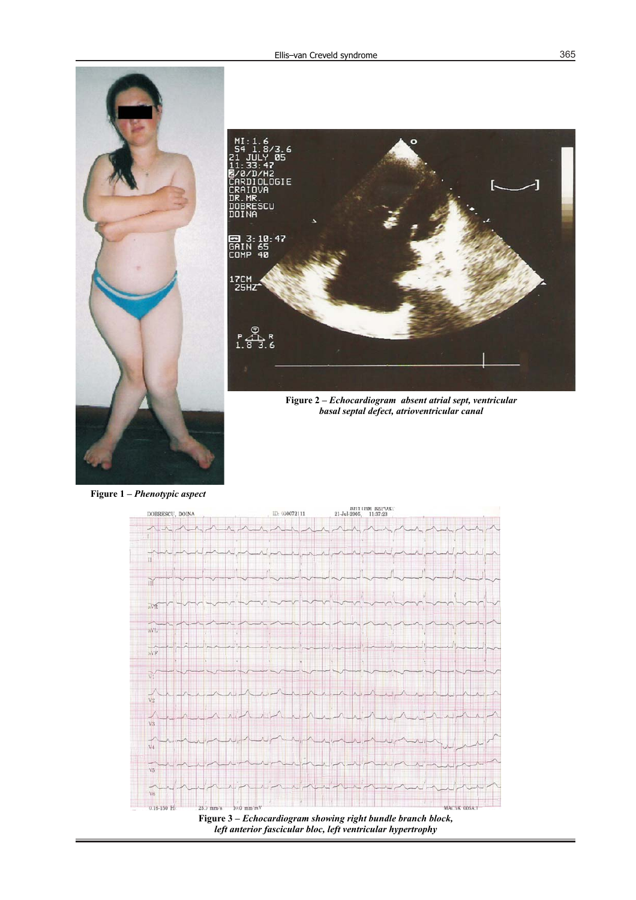Figure 1 – *Phenotypic aspect*

**Figure 2** – ***Echocardiogram absent atrial sept, ventricular basal septal defect, atrioventricular canal***

**Figure 3** – ***Echocardiogram showing right bundle branch block, left anterior fascicular bloc, left ventricular hypertrophy***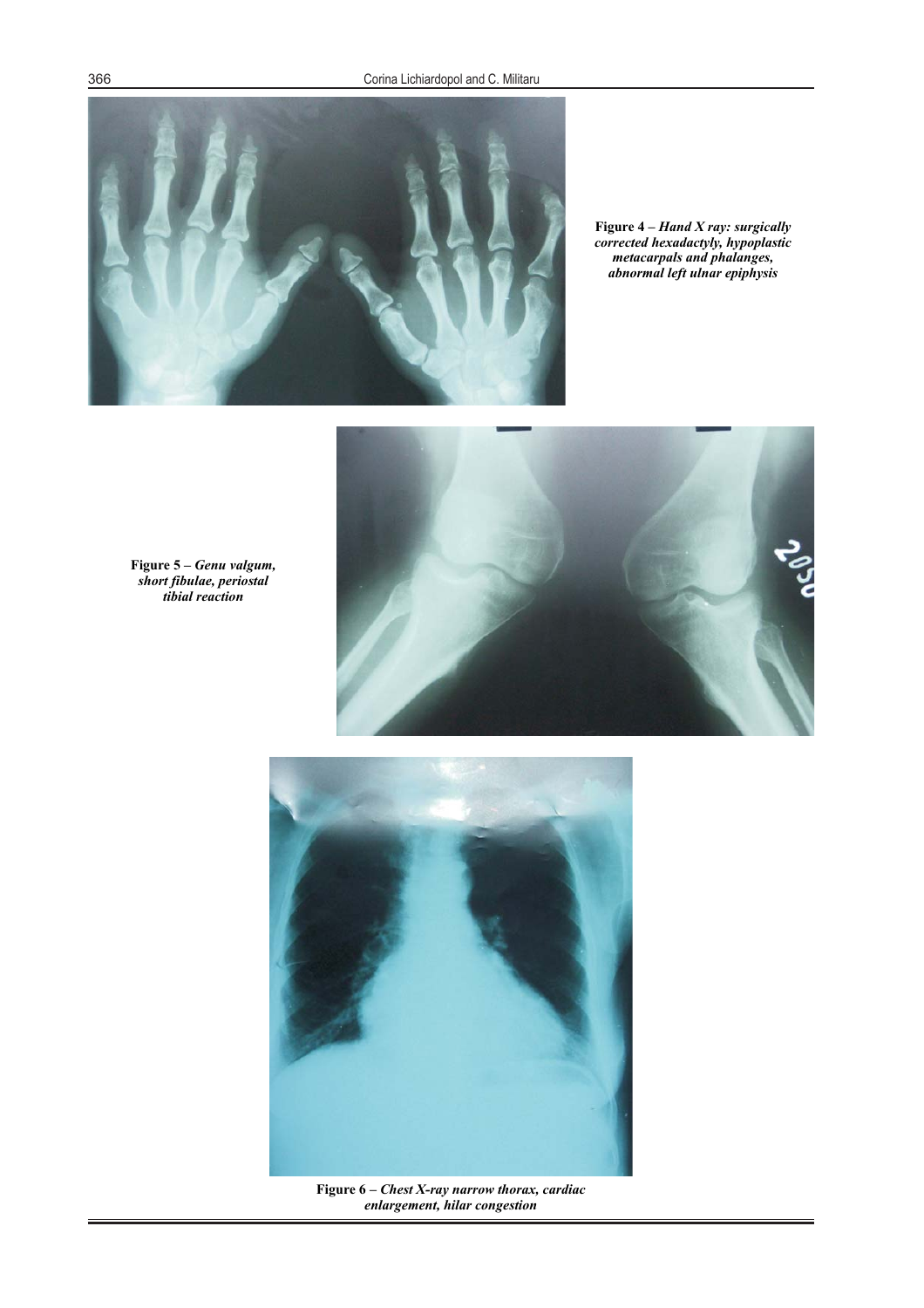**Figure 4 –** *Hand X ray: surgically corrected hexadactyly, hypoplastic metacarpals and phalanges, abnormal left ulnar epiphysis*

**Figure 5 –** *Genu valgum, short fibulae, periostal tibial reaction*

**Figure 6 –** *Chest X-ray narrow thorax, cardiac enlargement, hilar congestion*